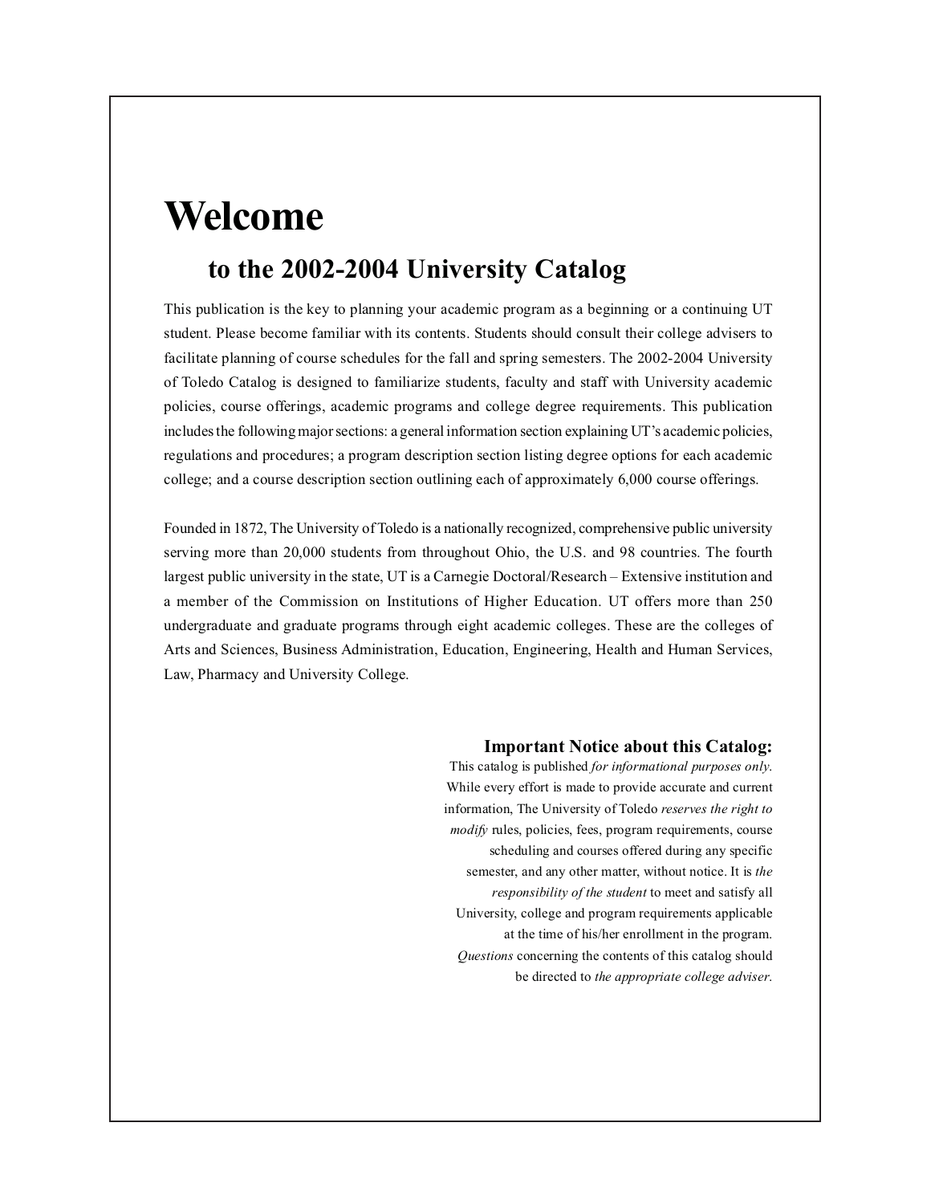# Welcome

## to the 2002-2004 University Catalog

This publication is the key to planning your academic program as a beginning or a continuing UT student. Please become familiar with its contents. Students should consult their college advisers to facilitate planning of course schedules for the fall and spring semesters. The 2002-2004 University of Toledo Catalog is designed to familiarize students, faculty and staff with University academic policies, course offerings, academic programs and college degree requirements. This publication includes the following major sections: a general information section explaining UT's academic policies, regulations and procedures; a program description section listing degree options for each academic college; and a course description section outlining each of approximately 6,000 course offerings.

Founded in 1872, The University of Toledo is a nationally recognized, comprehensive public university serving more than 20,000 students from throughout Ohio, the U.S. and 98 countries. The fourth largest public university in the state, UT is a Carnegie Doctoral/Research – Extensive institution and a member of the Commission on Institutions of Higher Education. UT offers more than 250 undergraduate and graduate programs through eight academic colleges. These are the colleges of Arts and Sciences, Business Administration, Education, Engineering, Health and Human Services, Law, Pharmacy and University College.

**Important Notice about this Catalog:**

This catalog is published *for informational purposes only*. While every effort is made to provide accurate and current information, The University of Toledo *reserves the right to modify* rules, policies, fees, program requirements, course scheduling and courses offered during any specific semester, and any other matter, without notice. It is *the responsibility of the student* to meet and satisfy all University, college and program requirements applicable at the time of his/her enrollment in the program. *Questions* concerning the contents of this catalog should be directed to *the appropriate college adviser*.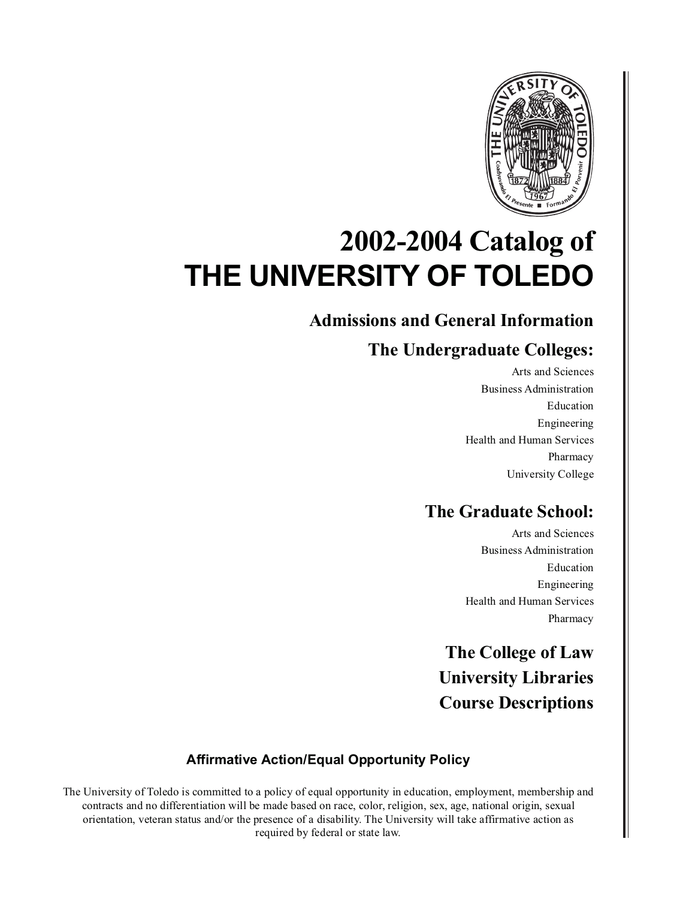# 2002-2004 Catalog of THE UNIVERSITY OF TOLEDO

## Admissions and General Information

## The Undergraduate Colleges:

Arts and Sciences
Business Administration
Education
Engineering
Health and Human Services
Pharmacy
University College

## The Graduate School:

Arts and Sciences
Business Administration
Education
Engineering
Health and Human Services
Pharmacy

## The College of Law
## University Libraries
## Course Descriptions

**Affirmative Action/Equal Opportunity Policy**

The University of Toledo is committed to a policy of equal opportunity in education, employment, membership and contracts and no differentiation will be made based on race, color, religion, sex, age, national origin, sexual orientation, veteran status and/or the presence of a disability. The University will take affirmative action as required by federal or state law.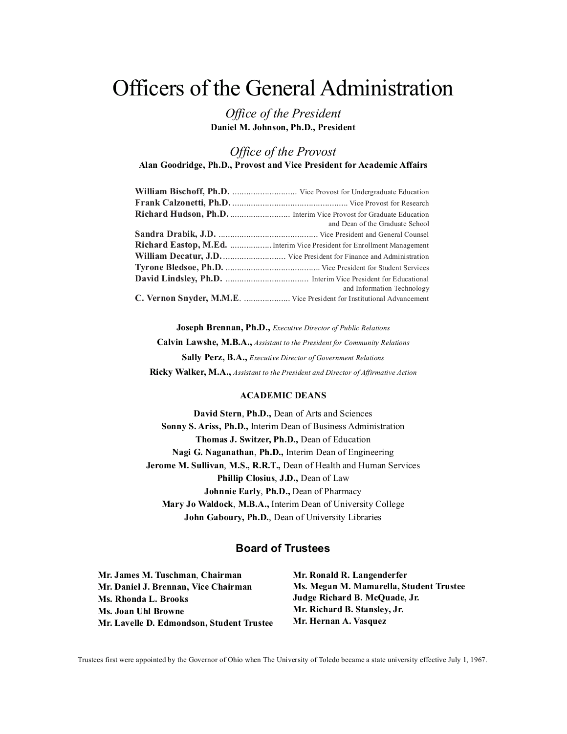# Officers of the General Administration

*Office of the President*

**Daniel M. Johnson, Ph.D., President**

*Office of the Provost*

**Alan Goodridge, Ph.D., Provost and Vice President for Academic Affairs**

**William Bischoff, Ph.D.** ............................ Vice Provost for Undergraduate Education
**Frank Calzonetti, Ph.D.** ................................................. Vice Provost for Research
**Richard Hudson, Ph.D.** .......................... Interim Vice Provost for Graduate Education and Dean of the Graduate School
**Sandra Drabik, J.D.** ........................................... Vice President and General Counsel
**Richard Eastop, M.Ed.** .................. Interim Vice President for Enrollment Management
**William Decatur, J.D.** ........................... Vice President for Finance and Administration
**Tyrone Bledsoe, Ph.D.** ......................................... Vice President for Student Services
**David Lindsley, Ph.D.** .................................... Interim Vice President for Educational and Information Technology
**C. Vernon Snyder, M.M.E.** .................... Vice President for Institutional Advancement

**Joseph Brennan, Ph.D.,** *Executive Director of Public Relations*

**Calvin Lawshe, M.B.A.,** *Assistant to the President for Community Relations*

**Sally Perz, B.A.,** *Executive Director of Government Relations*

**Ricky Walker, M.A.,** *Assistant to the President and Director of Affirmative Action*

**ACADEMIC DEANS**

**David Stern**, **Ph.D.,** Dean of Arts and Sciences
**Sonny S. Ariss, Ph.D.,** Interim Dean of Business Administration
**Thomas J. Switzer, Ph.D.,** Dean of Education
**Nagi G. Naganathan**, **Ph.D.,** Interim Dean of Engineering
**Jerome M. Sullivan**, **M.S., R.R.T.,** Dean of Health and Human Services
**Phillip Closius**, **J.D.,** Dean of Law
**Johnnie Early**, **Ph.D.,** Dean of Pharmacy
**Mary Jo Waldock**, **M.B.A.,** Interim Dean of University College
**John Gaboury, Ph.D.**, Dean of University Libraries

## Board of Trustees

**Mr. James M. Tuschman**, **Chairman**
**Mr. Daniel J. Brennan, Vice Chairman**
**Ms. Rhonda L. Brooks**
**Ms. Joan Uhl Browne**
**Mr. Lavelle D. Edmondson, Student Trustee**
**Mr. Ronald R. Langenderfer**
**Ms. Megan M. Mamarella, Student Trustee**
**Judge Richard B. McQuade, Jr.**
**Mr. Richard B. Stansley, Jr.**
**Mr. Hernan A. Vasquez**

Trustees first were appointed by the Governor of Ohio when The University of Toledo became a state university effective July 1, 1967.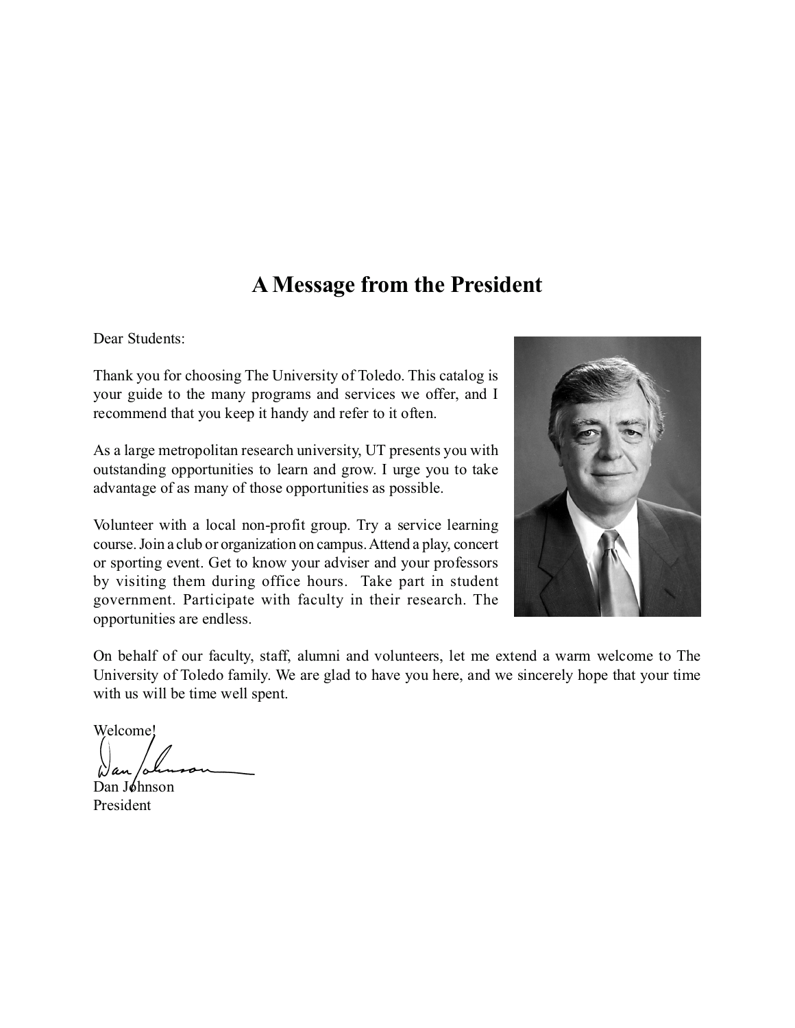# A Message from the President

Dear Students:

Thank you for choosing The University of Toledo. This catalog is your guide to the many programs and services we offer, and I recommend that you keep it handy and refer to it often.

As a large metropolitan research university, UT presents you with outstanding opportunities to learn and grow. I urge you to take advantage of as many of those opportunities as possible.

Volunteer with a local non-profit group. Try a service learning course. Join a club or organization on campus. Attend a play, concert or sporting event. Get to know your adviser and your professors by visiting them during office hours. Take part in student government. Participate with faculty in their research. The opportunities are endless.

On behalf of our faculty, staff, alumni and volunteers, let me extend a warm welcome to The University of Toledo family. We are glad to have you here, and we sincerely hope that your time with us will be time well spent.

Welcome!

Dan Johnson
President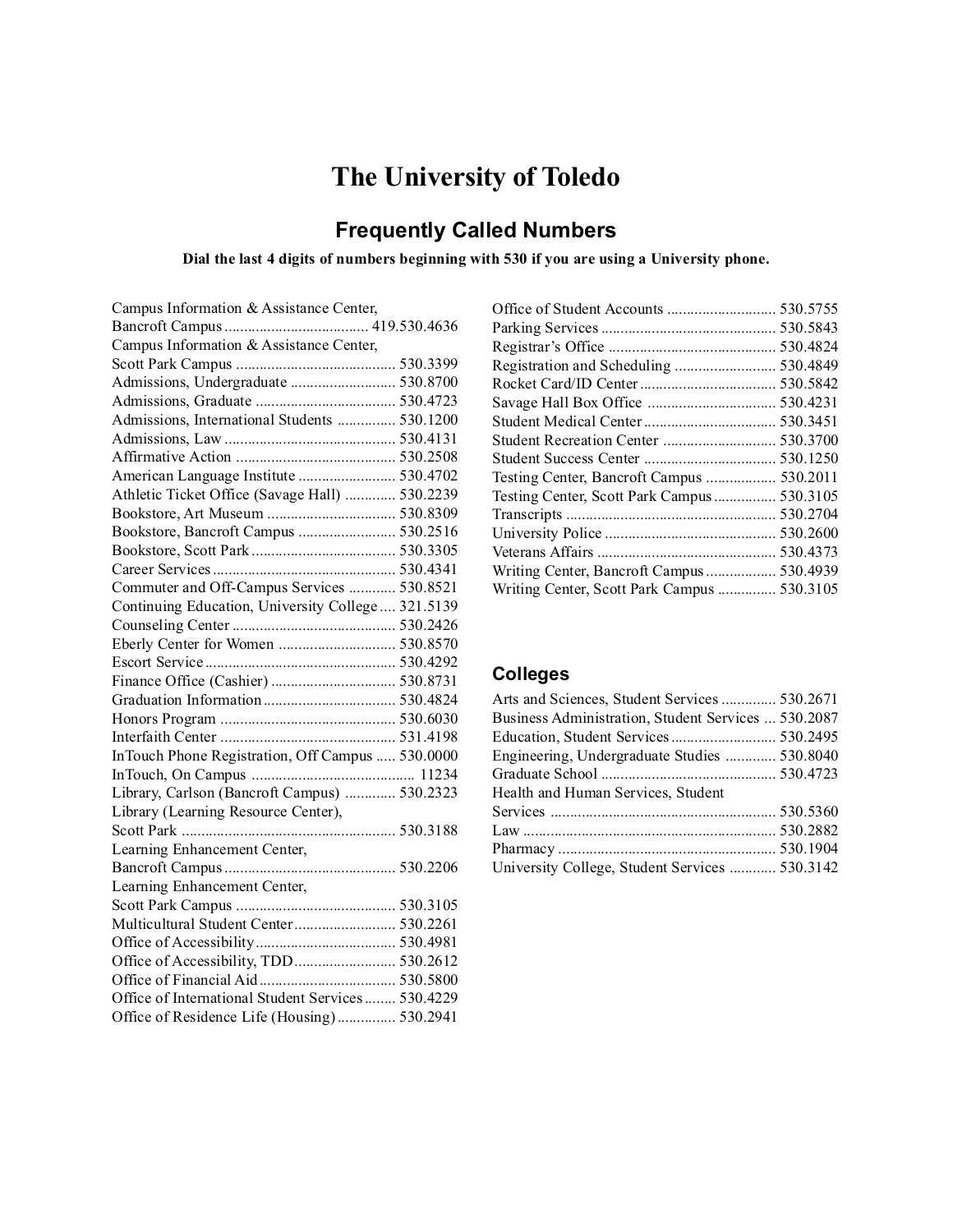# The University of Toledo

## Frequently Called Numbers

**Dial the last 4 digits of numbers beginning with 530 if you are using a University phone.**

Campus Information & Assistance Center, Bancroft Campus .................................... 419.530.4636
Campus Information & Assistance Center, Scott Park Campus ......................................... 530.3399
Admissions, Undergraduate ........................... 530.8700
Admissions, Graduate .................................... 530.4723
Admissions, International Students ............... 530.1200
Admissions, Law ........................................... 530.4131
Affirmative Action ......................................... 530.2508
American Language Institute ......................... 530.4702
Athletic Ticket Office (Savage Hall) ............. 530.2239
Bookstore, Art Museum ................................. 530.8309
Bookstore, Bancroft Campus ......................... 530.2516
Bookstore, Scott Park .................................... 530.3305
Career Services ............................................... 530.4341
Commuter and Off-Campus Services ............ 530.8521
Continuing Education, University College .... 321.5139
Counseling Center .......................................... 530.2426
Eberly Center for Women .............................. 530.8570
Escort Service ................................................ 530.4292
Finance Office (Cashier) ................................ 530.8731
Graduation Information .................................. 530.4824
Honors Program ............................................. 530.6030
Interfaith Center ............................................. 531.4198
InTouch Phone Registration, Off Campus ..... 530.0000
InTouch, On Campus .......................................... 11234
Library, Carlson (Bancroft Campus) ............. 530.2323
Library (Learning Resource Center), Scott Park ...................................................... 530.3188
Learning Enhancement Center, Bancroft Campus ........................................... 530.2206
Learning Enhancement Center, Scott Park Campus ......................................... 530.3105
Multicultural Student Center .......................... 530.2261
Office of Accessibility .................................... 530.4981
Office of Accessibility, TDD .......................... 530.2612
Office of Financial Aid ................................... 530.5800
Office of International Student Services ........ 530.4229
Office of Residence Life (Housing) ............... 530.2941
Office of Student Accounts ............................ 530.5755
Parking Services ............................................. 530.5843
Registrar's Office ........................................... 530.4824
Registration and Scheduling .......................... 530.4849
Rocket Card/ID Center .................................. 530.5842
Savage Hall Box Office ................................. 530.4231
Student Medical Center .................................. 530.3451
Student Recreation Center ............................. 530.3700
Student Success Center .................................. 530.1250
Testing Center, Bancroft Campus .................. 530.2011
Testing Center, Scott Park Campus ................ 530.3105
Transcripts ...................................................... 530.2704
University Police ............................................ 530.2600
Veterans Affairs .............................................. 530.4373
Writing Center, Bancroft Campus .................. 530.4939
Writing Center, Scott Park Campus ............... 530.3105

## Colleges

Arts and Sciences, Student Services .............. 530.2671
Business Administration, Student Services ... 530.2087
Education, Student Services ........................... 530.2495
Engineering, Undergraduate Studies ............. 530.8040
Graduate School ............................................. 530.4723
Health and Human Services, Student Services ......................................................... 530.5360
Law ................................................................ 530.2882
Pharmacy ....................................................... 530.1904
University College, Student Services ............ 530.3142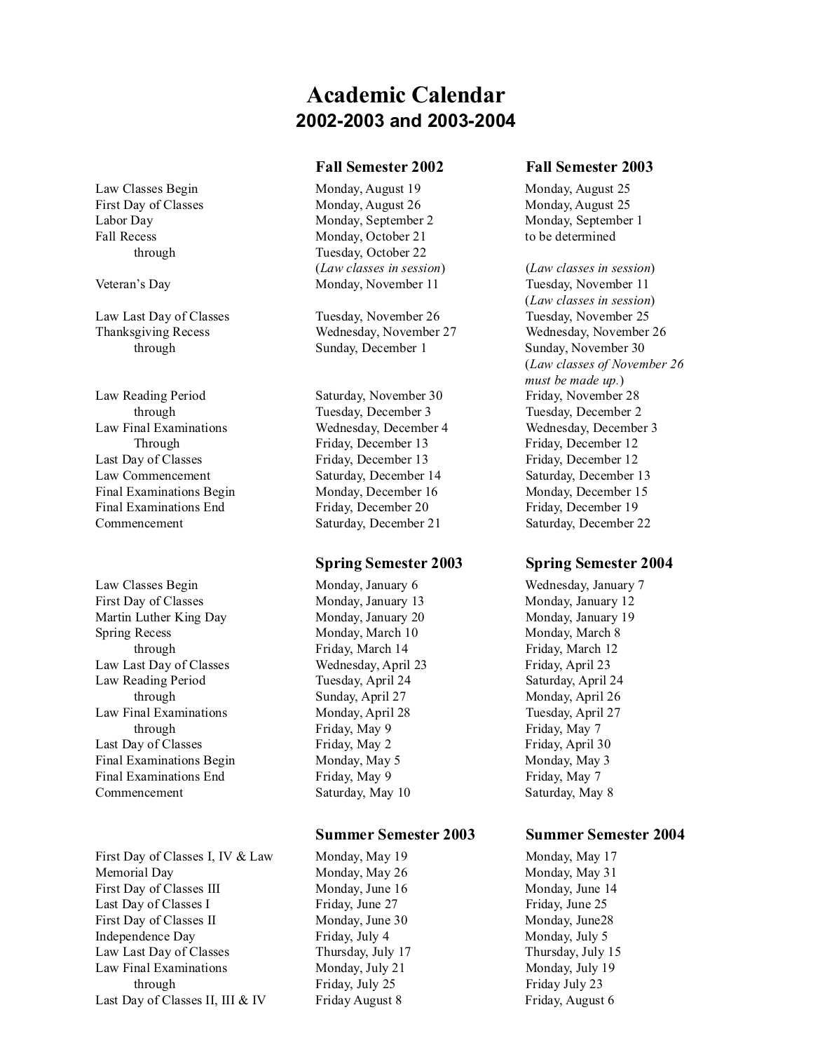# Academic Calendar
## 2002-2003 and 2003-2004

| | Fall Semester 2002 | Fall Semester 2003 |
|---|---|---|
| Law Classes Begin | Monday, August 19 | Monday, August 25 |
| First Day of Classes | Monday, August 26 | Monday, August 25 |
| Labor Day | Monday, September 2 | Monday, September 1 |
| Fall Recess | Monday, October 21 | to be determined |
| through | Tuesday, October 22 | |
| | (*Law classes in session*) | (*Law classes in session*) |
| Veteran's Day | Monday, November 11 | Tuesday, November 11 (*Law classes in session*) |
| Law Last Day of Classes | Tuesday, November 26 | Tuesday, November 25 |
| Thanksgiving Recess | Wednesday, November 27 | Wednesday, November 26 |
| through | Sunday, December 1 | Sunday, November 30 (*Law classes of November 26 must be made up.*) |
| Law Reading Period | Saturday, November 30 | Friday, November 28 |
| through | Tuesday, December 3 | Tuesday, December 2 |
| Law Final Examinations | Wednesday, December 4 | Wednesday, December 3 |
| Through | Friday, December 13 | Friday, December 12 |
| Last Day of Classes | Friday, December 13 | Friday, December 12 |
| Law Commencement | Saturday, December 14 | Saturday, December 13 |
| Final Examinations Begin | Monday, December 16 | Monday, December 15 |
| Final Examinations End | Friday, December 20 | Friday, December 19 |
| Commencement | Saturday, December 21 | Saturday, December 22 |

| | Spring Semester 2003 | Spring Semester 2004 |
|---|---|---|
| Law Classes Begin | Monday, January 6 | Wednesday, January 7 |
| First Day of Classes | Monday, January 13 | Monday, January 12 |
| Martin Luther King Day | Monday, January 20 | Monday, January 19 |
| Spring Recess | Monday, March 10 | Monday, March 8 |
| through | Friday, March 14 | Friday, March 12 |
| Law Last Day of Classes | Wednesday, April 23 | Friday, April 23 |
| Law Reading Period | Tuesday, April 24 | Saturday, April 24 |
| through | Sunday, April 27 | Monday, April 26 |
| Law Final Examinations | Monday, April 28 | Tuesday, April 27 |
| through | Friday, May 9 | Friday, May 7 |
| Last Day of Classes | Friday, May 2 | Friday, April 30 |
| Final Examinations Begin | Monday, May 5 | Monday, May 3 |
| Final Examinations End | Friday, May 9 | Friday, May 7 |
| Commencement | Saturday, May 10 | Saturday, May 8 |

| | Summer Semester 2003 | Summer Semester 2004 |
|---|---|---|
| First Day of Classes I, IV & Law | Monday, May 19 | Monday, May 17 |
| Memorial Day | Monday, May 26 | Monday, May 31 |
| First Day of Classes III | Monday, June 16 | Monday, June 14 |
| Last Day of Classes I | Friday, June 27 | Friday, June 25 |
| First Day of Classes II | Monday, June 30 | Monday, June28 |
| Independence Day | Friday, July 4 | Monday, July 5 |
| Law Last Day of Classes | Thursday, July 17 | Thursday, July 15 |
| Law Final Examinations | Monday, July 21 | Monday, July 19 |
| through | Friday, July 25 | Friday July 23 |
| Last Day of Classes II, III & IV | Friday August 8 | Friday, August 6 |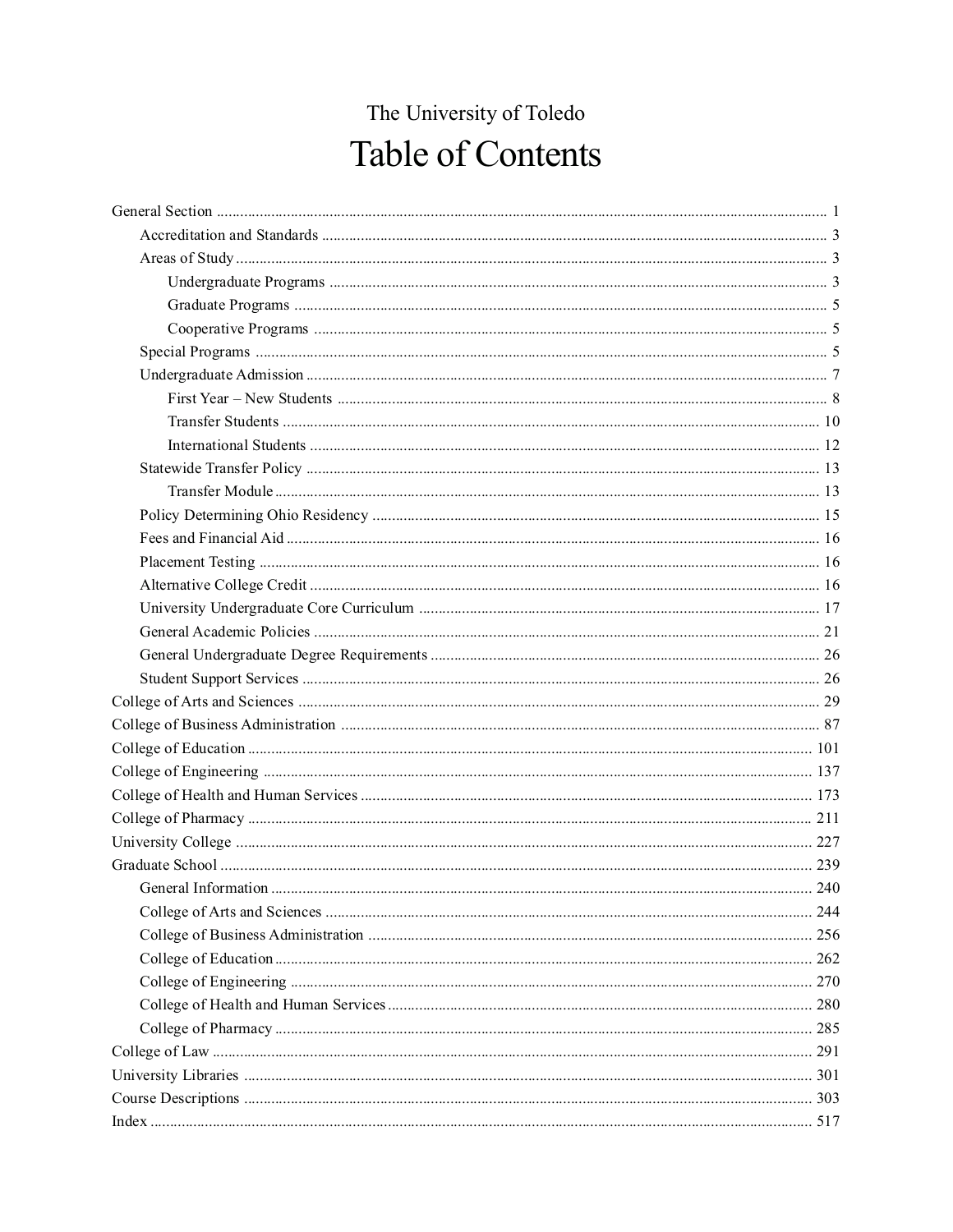The University of Toledo

# Table of Contents

- General Section ... 1
  - Accreditation and Standards ... 3
  - Areas of Study ... 3
    - Undergraduate Programs ... 3
    - Graduate Programs ... 5
    - Cooperative Programs ... 5
  - Special Programs ... 5
  - Undergraduate Admission ... 7
    - First Year – New Students ... 8
    - Transfer Students ... 10
    - International Students ... 12
  - Statewide Transfer Policy ... 13
    - Transfer Module ... 13
  - Policy Determining Ohio Residency ... 15
  - Fees and Financial Aid ... 16
  - Placement Testing ... 16
  - Alternative College Credit ... 16
  - University Undergraduate Core Curriculum ... 17
  - General Academic Policies ... 21
  - General Undergraduate Degree Requirements ... 26
  - Student Support Services ... 26
- College of Arts and Sciences ... 29
- College of Business Administration ... 87
- College of Education ... 101
- College of Engineering ... 137
- College of Health and Human Services ... 173
- College of Pharmacy ... 211
- University College ... 227
- Graduate School ... 239
  - General Information ... 240
  - College of Arts and Sciences ... 244
  - College of Business Administration ... 256
  - College of Education ... 262
  - College of Engineering ... 270
  - College of Health and Human Services ... 280
  - College of Pharmacy ... 285
- College of Law ... 291
- University Libraries ... 301
- Course Descriptions ... 303
- Index ... 517